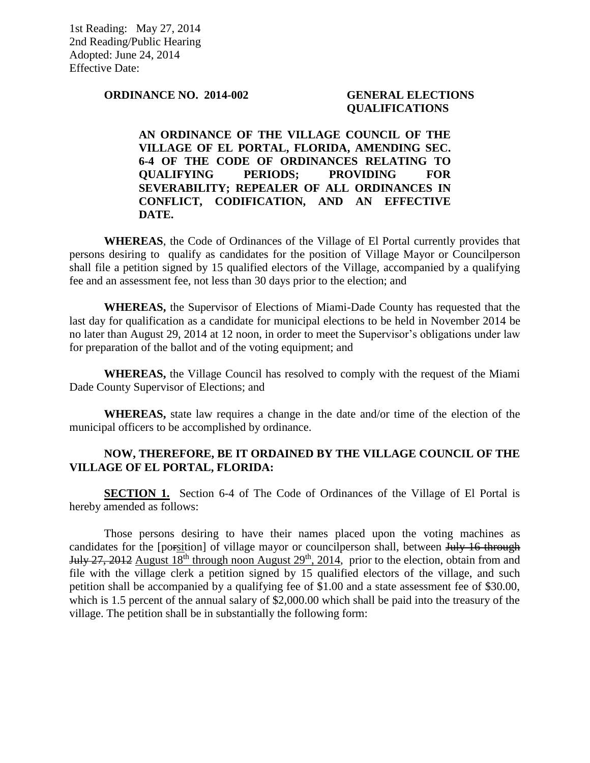1st Reading: May 27, 2014
2nd Reading/Public Hearing
Adopted: June 24, 2014
Effective Date:

**ORDINANCE NO. 2014-002** **GENERAL ELECTIONS QUALIFICATIONS**

**AN ORDINANCE OF THE VILLAGE COUNCIL OF THE VILLAGE OF EL PORTAL, FLORIDA, AMENDING SEC. 6-4 OF THE CODE OF ORDINANCES RELATING TO QUALIFYING PERIODS; PROVIDING FOR SEVERABILITY; REPEALER OF ALL ORDINANCES IN CONFLICT, CODIFICATION, AND AN EFFECTIVE DATE.**

**WHEREAS**, the Code of Ordinances of the Village of El Portal currently provides that persons desiring to qualify as candidates for the position of Village Mayor or Councilperson shall file a petition signed by 15 qualified electors of the Village, accompanied by a qualifying fee and an assessment fee, not less than 30 days prior to the election; and

**WHEREAS,** the Supervisor of Elections of Miami-Dade County has requested that the last day for qualification as a candidate for municipal elections to be held in November 2014 be no later than August 29, 2014 at 12 noon, in order to meet the Supervisor's obligations under law for preparation of the ballot and of the voting equipment; and

**WHEREAS,** the Village Council has resolved to comply with the request of the Miami Dade County Supervisor of Elections; and

**WHEREAS,** state law requires a change in the date and/or time of the election of the municipal officers to be accomplished by ordinance.

**NOW, THEREFORE, BE IT ORDAINED BY THE VILLAGE COUNCIL OF THE VILLAGE OF EL PORTAL, FLORIDA:**

**<u>SECTION 1.</u>** Section 6-4 of The Code of Ordinances of the Village of El Portal is hereby amended as follows:

Those persons desiring to have their names placed upon the voting machines as candidates for the [po~~r~~<u>si</u>tion] of village mayor or councilperson shall, between ~~July 16 through July 27, 2012~~ <u>August 18th through noon August 29th, 2014</u>, prior to the election, obtain from and file with the village clerk a petition signed by 15 qualified electors of the village, and such petition shall be accompanied by a qualifying fee of $1.00 and a state assessment fee of $30.00, which is 1.5 percent of the annual salary of $2,000.00 which shall be paid into the treasury of the village. The petition shall be in substantially the following form: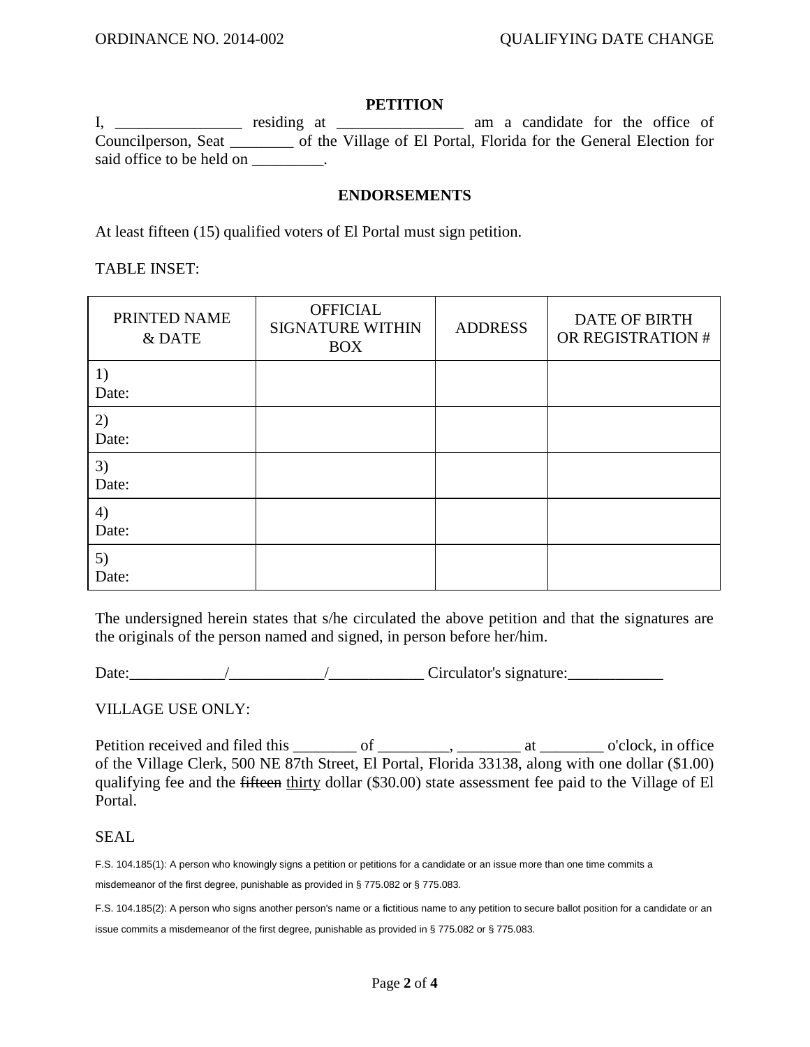## PETITION

I, ________________ residing at ________________ am a candidate for the office of Councilperson, Seat ________ of the Village of El Portal, Florida for the General Election for said office to be held on _________.

## ENDORSEMENTS

At least fifteen (15) qualified voters of El Portal must sign petition.

TABLE INSET:

| PRINTED NAME & DATE | OFFICIAL SIGNATURE WITHIN BOX | ADDRESS | DATE OF BIRTH OR REGISTRATION # |
|---|---|---|---|
| 1)<br>Date: | | | |
| 2)<br>Date: | | | |
| 3)<br>Date: | | | |
| 4)<br>Date: | | | |
| 5)<br>Date: | | | |

The undersigned herein states that s/he circulated the above petition and that the signatures are the originals of the person named and signed, in person before her/him.

Date:____________/____________/____________ Circulator's signature:____________

VILLAGE USE ONLY:

Petition received and filed this ________ of _________, ________ at ________ o'clock, in office of the Village Clerk, 500 NE 87th Street, El Portal, Florida 33138, along with one dollar ($1.00) qualifying fee and the ~~fifteen~~ <u>thirty</u> dollar ($30.00) state assessment fee paid to the Village of El Portal.

SEAL

F.S. 104.185(1): A person who knowingly signs a petition or petitions for a candidate or an issue more than one time commits a misdemeanor of the first degree, punishable as provided in § 775.082 or § 775.083.

F.S. 104.185(2): A person who signs another person's name or a fictitious name to any petition to secure ballot position for a candidate or an issue commits a misdemeanor of the first degree, punishable as provided in § 775.082 or § 775.083.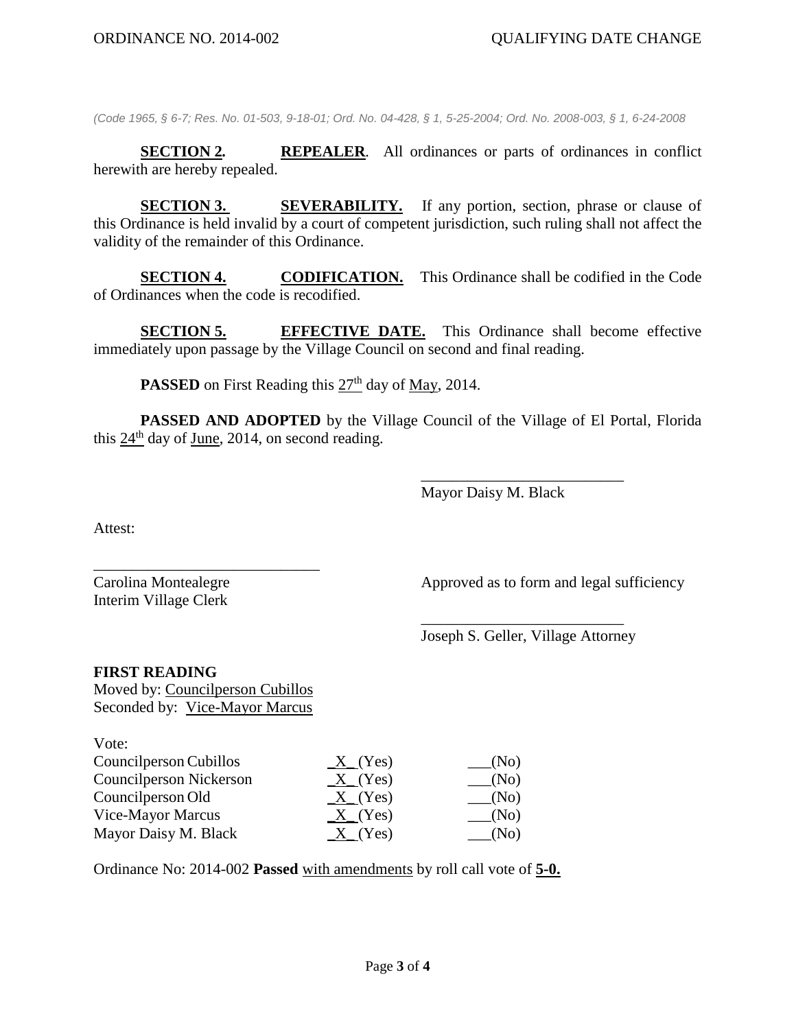*(Code 1965, § 6-7; Res. No. 01-503, 9-18-01; Ord. No. 04-428, § 1, 5-25-2004; Ord. No. 2008-003, § 1, 6-24-2008*

**SECTION 2.** **REPEALER**. All ordinances or parts of ordinances in conflict herewith are hereby repealed.

**SECTION 3.** **SEVERABILITY.** If any portion, section, phrase or clause of this Ordinance is held invalid by a court of competent jurisdiction, such ruling shall not affect the validity of the remainder of this Ordinance.

**SECTION 4.** **CODIFICATION.** This Ordinance shall be codified in the Code of Ordinances when the code is recodified.

**SECTION 5.** **EFFECTIVE DATE.** This Ordinance shall become effective immediately upon passage by the Village Council on second and final reading.

**PASSED** on First Reading this 27th day of May, 2014.

**PASSED AND ADOPTED** by the Village Council of the Village of El Portal, Florida this 24th day of June, 2014, on second reading.

\_\_\_\_\_\_\_\_\_\_\_\_\_\_\_\_\_\_\_\_\_\_\_\_\_\_
Mayor Daisy M. Black

Attest:

\_\_\_\_\_\_\_\_\_\_\_\_\_\_\_\_\_\_\_\_\_\_\_\_\_\_\_\_\_\_
Carolina Montealegre
Interim Village Clerk

Approved as to form and legal sufficiency

\_\_\_\_\_\_\_\_\_\_\_\_\_\_\_\_\_\_\_\_\_\_\_\_\_\_
Joseph S. Geller, Village Attorney

**FIRST READING**
Moved by: Councilperson Cubillos
Seconded by: Vice-Mayor Marcus

Vote:

| | | |
|---|---|---|
| Councilperson Cubillos | _X_ (Yes) | ___(No) |
| Councilperson Nickerson | _X_ (Yes) | ___(No) |
| Councilperson Old | _X_ (Yes) | ___(No) |
| Vice-Mayor Marcus | _X_ (Yes) | ___(No) |
| Mayor Daisy M. Black | _X_ (Yes) | ___(No) |

Ordinance No: 2014-002 **Passed** with amendments by roll call vote of **5-0.**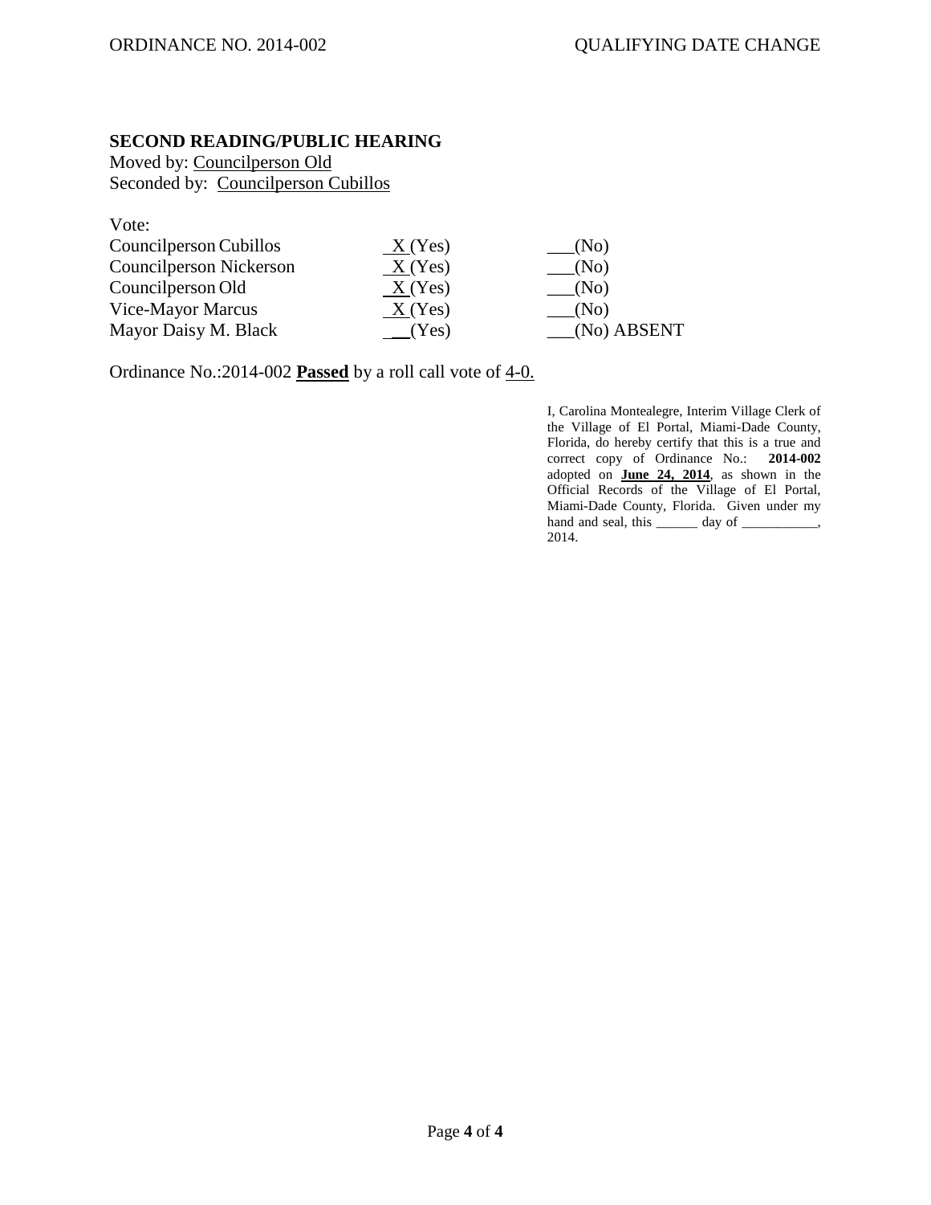**SECOND READING/PUBLIC HEARING**
Moved by: Councilperson Old
Seconded by: Councilperson Cubillos

Vote:

| | | |
|---|---|---|
| Councilperson Cubillos | X (Yes) | ___(No) |
| Councilperson Nickerson | X (Yes) | ___(No) |
| Councilperson Old | X (Yes) | ___(No) |
| Vice-Mayor Marcus | X (Yes) | ___(No) |
| Mayor Daisy M. Black | __(Yes) | ___(No) ABSENT |

Ordinance No.:2014-002 **Passed** by a roll call vote of 4-0.

I, Carolina Montealegre, Interim Village Clerk of the Village of El Portal, Miami-Dade County, Florida, do hereby certify that this is a true and correct copy of Ordinance No.: **2014-002** adopted on **June 24, 2014**, as shown in the Official Records of the Village of El Portal, Miami-Dade County, Florida. Given under my hand and seal, this ______ day of ___________, 2014.